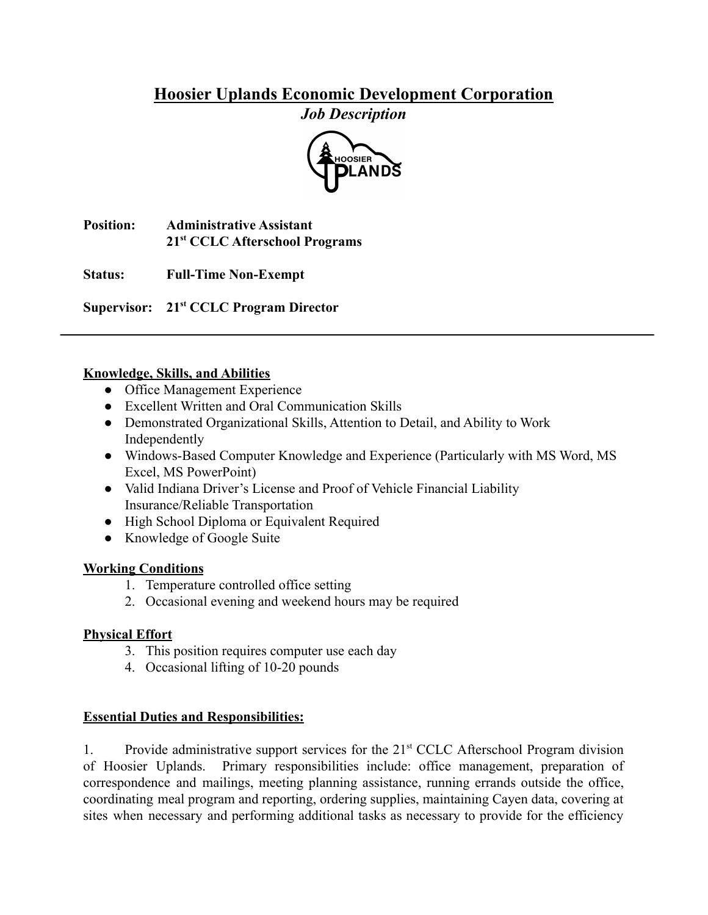# Hoosier Uplands Economic Development Corporation

***Job Description***

**Position:** **Administrative Assistant**
**21st CCLC Afterschool Programs**

**Status:** **Full-Time Non-Exempt**

**Supervisor:** **21st CCLC Program Director**

---

## Knowledge, Skills, and Abilities

- Office Management Experience
- Excellent Written and Oral Communication Skills
- Demonstrated Organizational Skills, Attention to Detail, and Ability to Work Independently
- Windows-Based Computer Knowledge and Experience (Particularly with MS Word, MS Excel, MS PowerPoint)
- Valid Indiana Driver's License and Proof of Vehicle Financial Liability Insurance/Reliable Transportation
- High School Diploma or Equivalent Required
- Knowledge of Google Suite

## Working Conditions

1. Temperature controlled office setting
2. Occasional evening and weekend hours may be required

## Physical Effort

3. This position requires computer use each day
4. Occasional lifting of 10-20 pounds

## Essential Duties and Responsibilities:

1. Provide administrative support services for the 21st CCLC Afterschool Program division of Hoosier Uplands. Primary responsibilities include: office management, preparation of correspondence and mailings, meeting planning assistance, running errands outside the office, coordinating meal program and reporting, ordering supplies, maintaining Cayen data, covering at sites when necessary and performing additional tasks as necessary to provide for the efficiency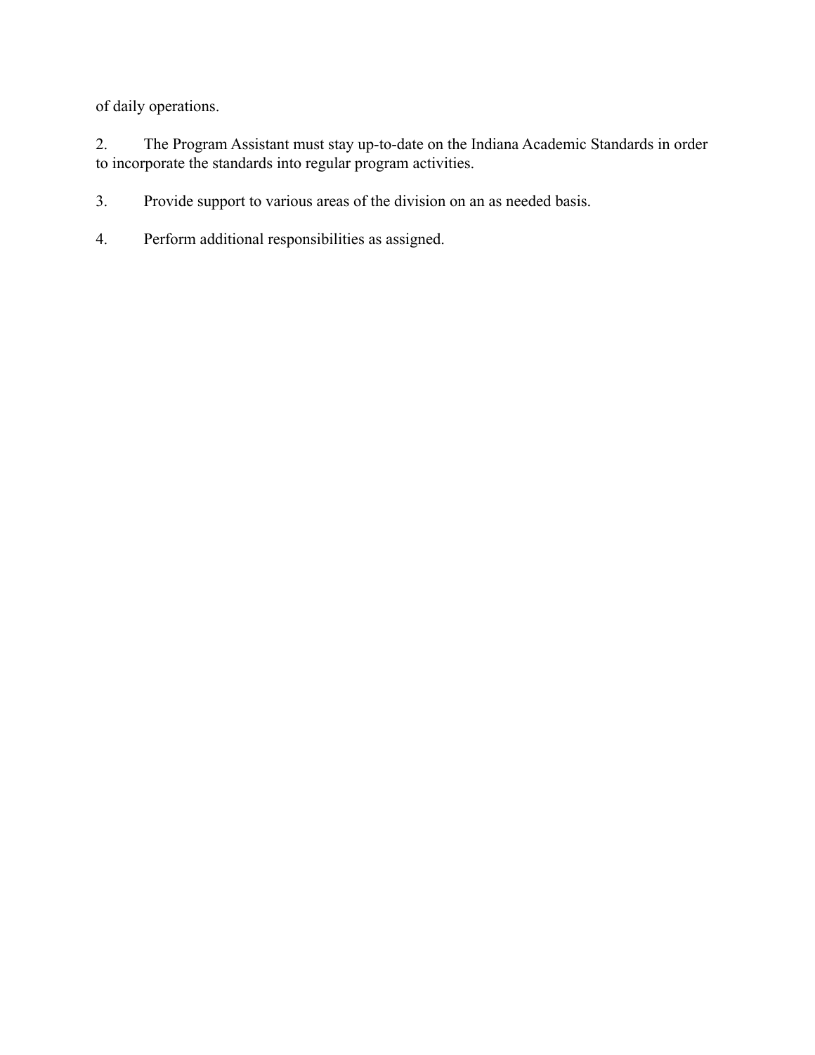of daily operations.

2. The Program Assistant must stay up-to-date on the Indiana Academic Standards in order to incorporate the standards into regular program activities.

3. Provide support to various areas of the division on an as needed basis.

4. Perform additional responsibilities as assigned.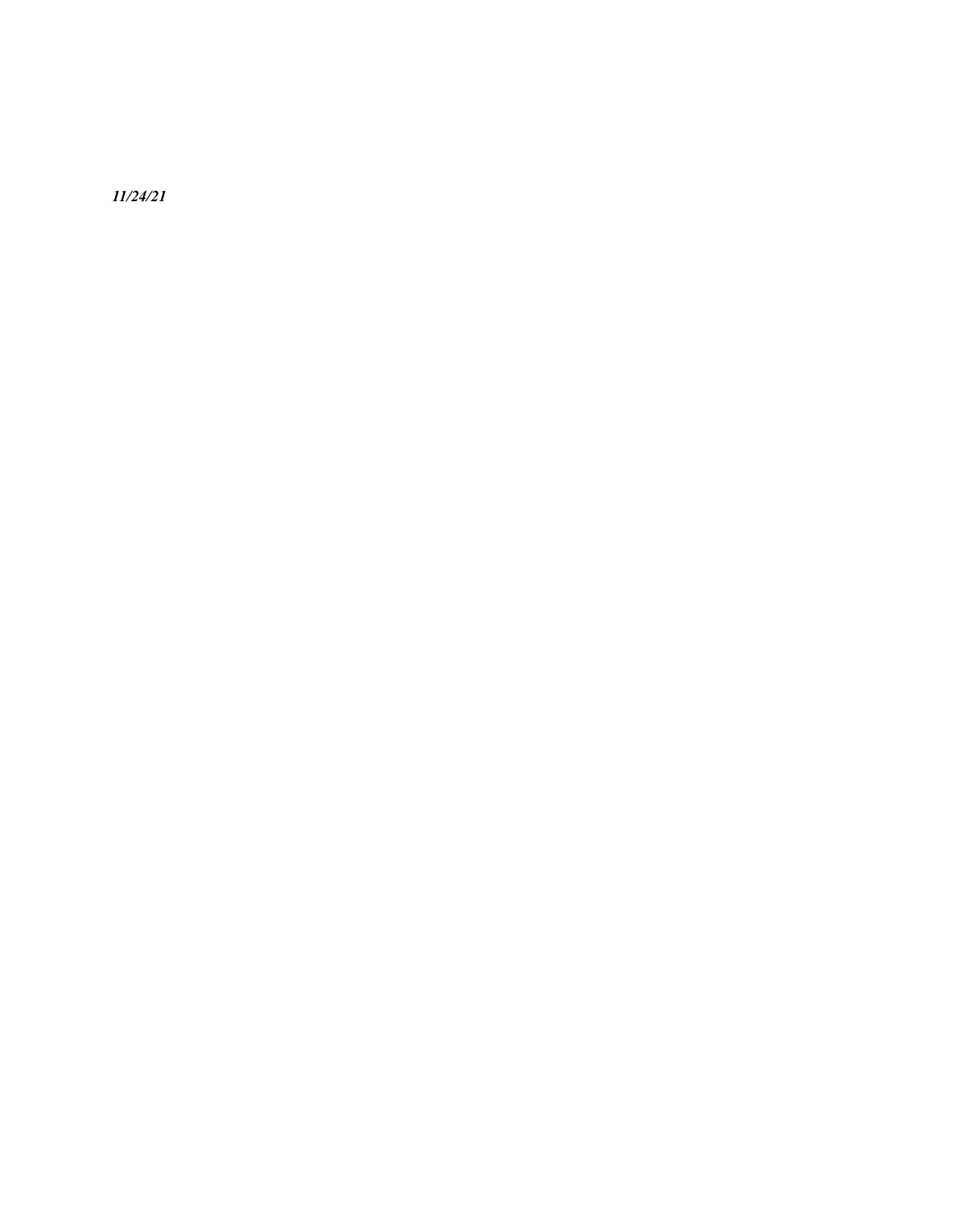***11/24/21***